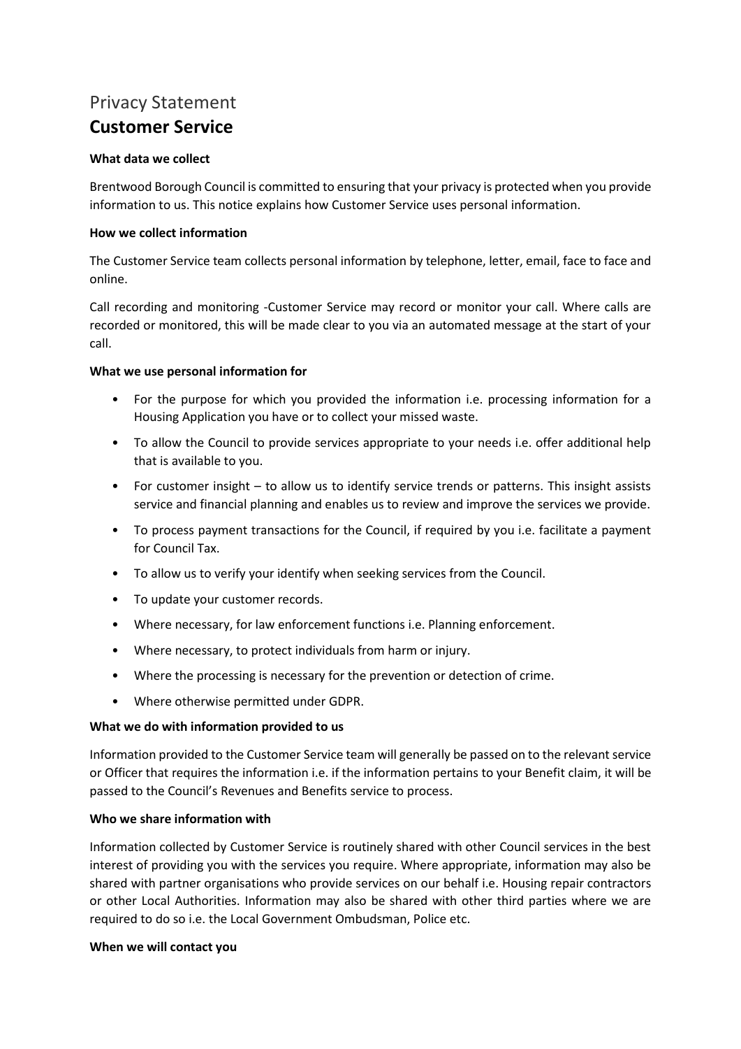# Privacy Statement

# Customer Service

**What data we collect**

Brentwood Borough Council is committed to ensuring that your privacy is protected when you provide information to us. This notice explains how Customer Service uses personal information.

**How we collect information**

The Customer Service team collects personal information by telephone, letter, email, face to face and online.

Call recording and monitoring -Customer Service may record or monitor your call. Where calls are recorded or monitored, this will be made clear to you via an automated message at the start of your call.

**What we use personal information for**

- For the purpose for which you provided the information i.e. processing information for a Housing Application you have or to collect your missed waste.
- To allow the Council to provide services appropriate to your needs i.e. offer additional help that is available to you.
- For customer insight – to allow us to identify service trends or patterns. This insight assists service and financial planning and enables us to review and improve the services we provide.
- To process payment transactions for the Council, if required by you i.e. facilitate a payment for Council Tax.
- To allow us to verify your identify when seeking services from the Council.
- To update your customer records.
- Where necessary, for law enforcement functions i.e. Planning enforcement.
- Where necessary, to protect individuals from harm or injury.
- Where the processing is necessary for the prevention or detection of crime.
- Where otherwise permitted under GDPR.

**What we do with information provided to us**

Information provided to the Customer Service team will generally be passed on to the relevant service or Officer that requires the information i.e. if the information pertains to your Benefit claim, it will be passed to the Council's Revenues and Benefits service to process.

**Who we share information with**

Information collected by Customer Service is routinely shared with other Council services in the best interest of providing you with the services you require. Where appropriate, information may also be shared with partner organisations who provide services on our behalf i.e. Housing repair contractors or other Local Authorities. Information may also be shared with other third parties where we are required to do so i.e. the Local Government Ombudsman, Police etc.

**When we will contact you**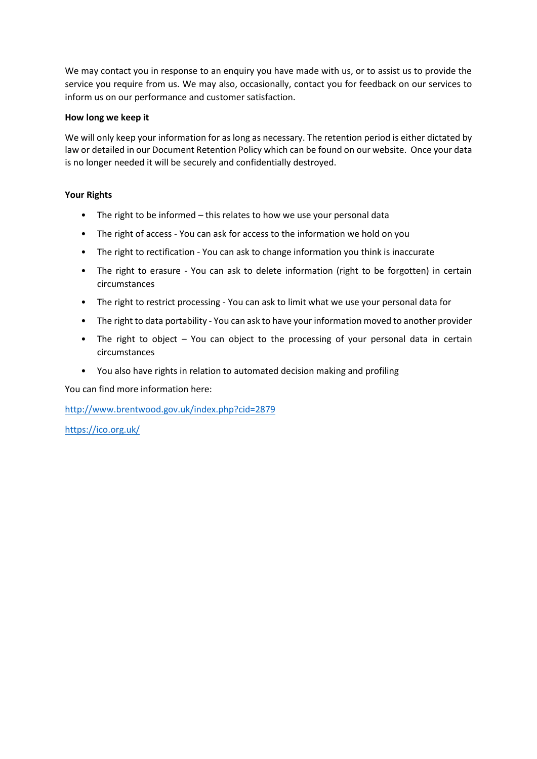We may contact you in response to an enquiry you have made with us, or to assist us to provide the service you require from us. We may also, occasionally, contact you for feedback on our services to inform us on our performance and customer satisfaction.

**How long we keep it**

We will only keep your information for as long as necessary. The retention period is either dictated by law or detailed in our Document Retention Policy which can be found on our website. Once your data is no longer needed it will be securely and confidentially destroyed.

**Your Rights**

- The right to be informed – this relates to how we use your personal data
- The right of access - You can ask for access to the information we hold on you
- The right to rectification - You can ask to change information you think is inaccurate
- The right to erasure - You can ask to delete information (right to be forgotten) in certain circumstances
- The right to restrict processing - You can ask to limit what we use your personal data for
- The right to data portability - You can ask to have your information moved to another provider
- The right to object – You can object to the processing of your personal data in certain circumstances
- You also have rights in relation to automated decision making and profiling

You can find more information here:

[http://www.brentwood.gov.uk/index.php?cid=2879](http://www.brentwood.gov.uk/index.php?cid=2879)

[https://ico.org.uk/](https://ico.org.uk/)